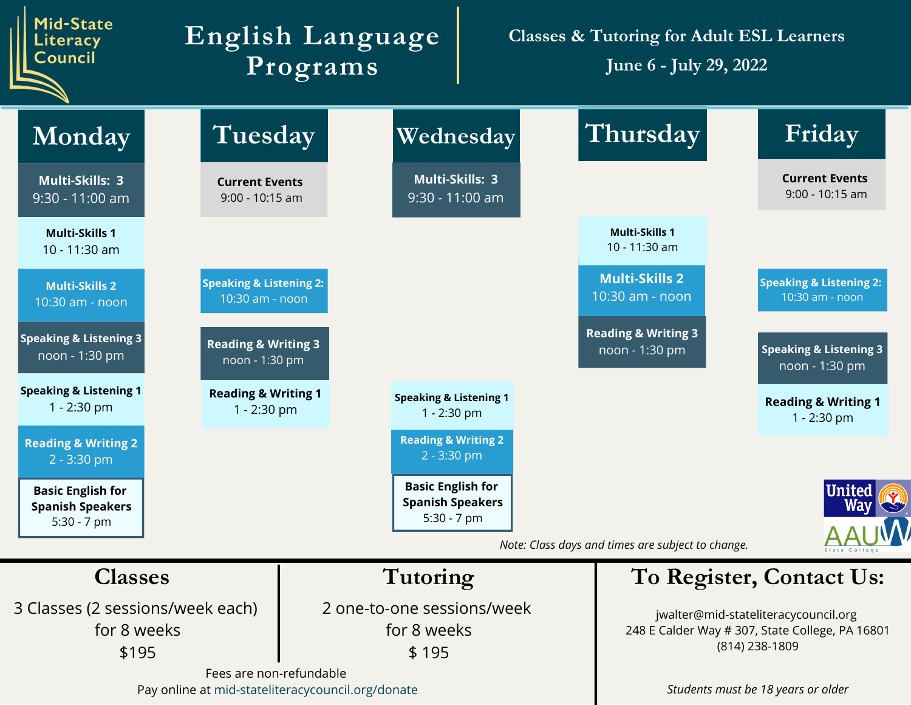Mid-State Literacy Council

# English Language Programs

**Classes & Tutoring for Adult ESL Learners**

**June 6 - July 29, 2022**

| Monday | Tuesday | Wednesday | Thursday | Friday |
|---|---|---|---|---|
| **Multi-Skills: 3** 9:30 - 11:00 am | **Current Events** 9:00 - 10:15 am | **Multi-Skills: 3** 9:30 - 11:00 am | **Multi-Skills 1** 10 - 11:30 am | **Current Events** 9:00 - 10:15 am |
| **Multi-Skills 1** 10 - 11:30 am | **Speaking & Listening 2:** 10:30 am - noon | **Speaking & Listening 1** 1 - 2:30 pm | **Multi-Skills 2** 10:30 am - noon | **Speaking & Listening 2:** 10:30 am - noon |
| **Multi-Skills 2** 10:30 am - noon | **Reading & Writing 3** noon - 1:30 pm | **Reading & Writing 2** 2 - 3:30 pm | **Reading & Writing 3** noon - 1:30 pm | **Speaking & Listening 3** noon - 1:30 pm |
| **Speaking & Listening 3** noon - 1:30 pm | **Reading & Writing 1** 1 - 2:30 pm | **Basic English for Spanish Speakers** 5:30 - 7 pm | | **Reading & Writing 1** 1 - 2:30 pm |
| **Speaking & Listening 1** 1 - 2:30 pm | | | | |
| **Reading & Writing 2** 2 - 3:30 pm | | | | |
| **Basic English for Spanish Speakers** 5:30 - 7 pm | | | | |

*Note: Class days and times are subject to change.*

United Way

AAUW State College

## Classes

3 Classes (2 sessions/week each)
for 8 weeks
$195

## Tutoring

2 one-to-one sessions/week
for 8 weeks
$ 195

Fees are non-refundable
Pay online at mid-stateliteracycouncil.org/donate

## To Register, Contact Us:

jwalter@mid-stateliteracycouncil.org
248 E Calder Way # 307, State College, PA 16801
(814) 238-1809

*Students must be 18 years or older*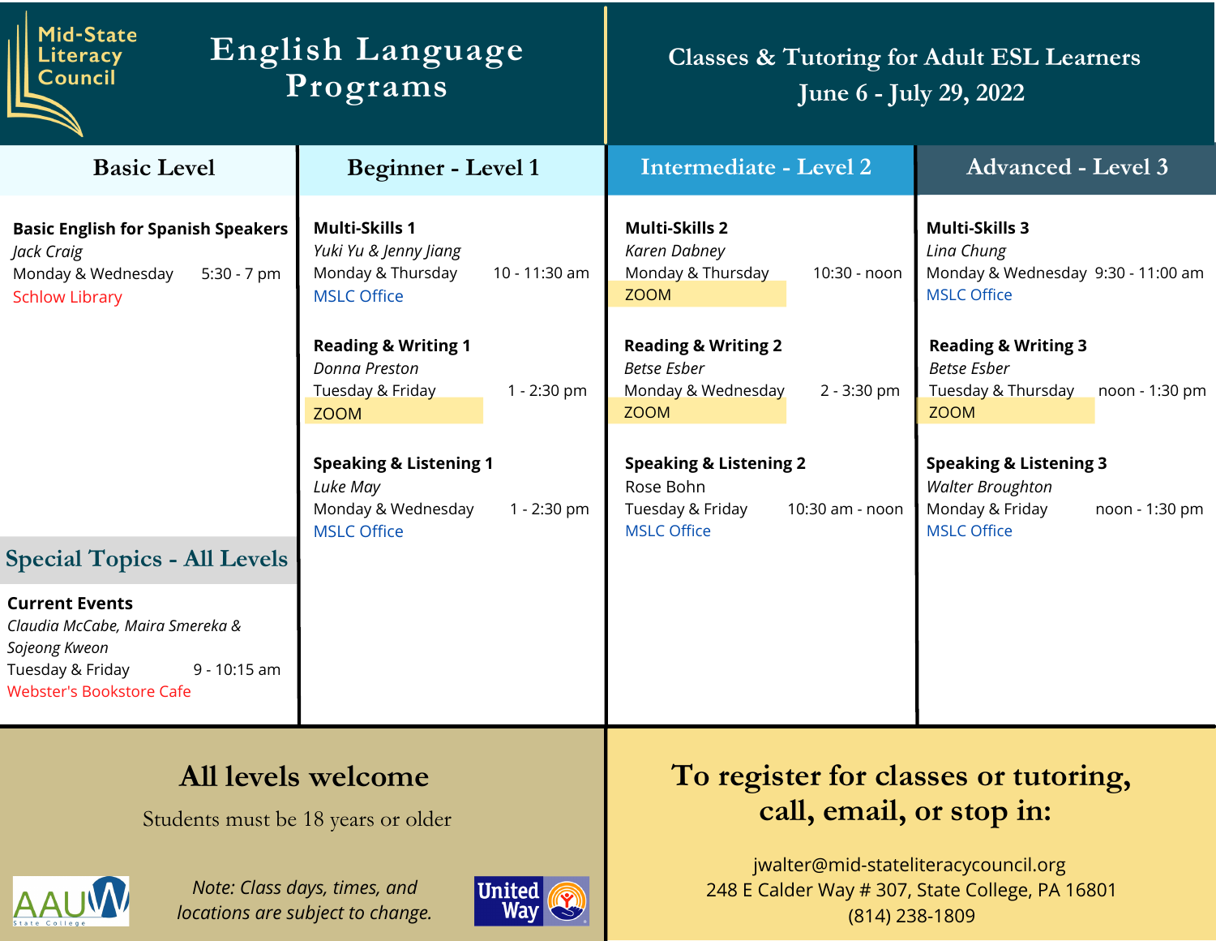Mid-State Literacy Council

# English Language Programs

## Classes & Tutoring for Adult ESL Learners

## June 6 - July 29, 2022

## Basic Level

**Basic English for Spanish Speakers**
*Jack Craig*
Monday & Wednesday 5:30 - 7 pm
Schlow Library

## Special Topics - All Levels

**Current Events**
*Claudia McCabe, Maira Smereka & Sojeong Kweon*
Tuesday & Friday 9 - 10:15 am
Webster's Bookstore Cafe

## Beginner - Level 1

**Multi-Skills 1**
*Yuki Yu & Jenny Jiang*
Monday & Thursday 10 - 11:30 am
MSLC Office

**Reading & Writing 1**
*Donna Preston*
Tuesday & Friday 1 - 2:30 pm
ZOOM

**Speaking & Listening 1**
*Luke May*
Monday & Wednesday 1 - 2:30 pm
MSLC Office

## Intermediate - Level 2

**Multi-Skills 2**
*Karen Dabney*
Monday & Thursday 10:30 - noon
ZOOM

**Reading & Writing 2**
*Betse Esber*
Monday & Wednesday 2 - 3:30 pm
ZOOM

**Speaking & Listening 2**
Rose Bohn
Tuesday & Friday 10:30 am - noon
MSLC Office

## Advanced - Level 3

**Multi-Skills 3**
*Lina Chung*
Monday & Wednesday 9:30 - 11:00 am
MSLC Office

**Reading & Writing 3**
*Betse Esber*
Tuesday & Thursday noon - 1:30 pm
ZOOM

**Speaking & Listening 3**
*Walter Broughton*
Monday & Friday noon - 1:30 pm
MSLC Office

## All levels welcome

Students must be 18 years or older

AAUW State College

*Note: Class days, times, and locations are subject to change.*

United Way

## To register for classes or tutoring, call, email, or stop in:

jwalter@mid-stateliteracycouncil.org
248 E Calder Way # 307, State College, PA 16801
(814) 238-1809